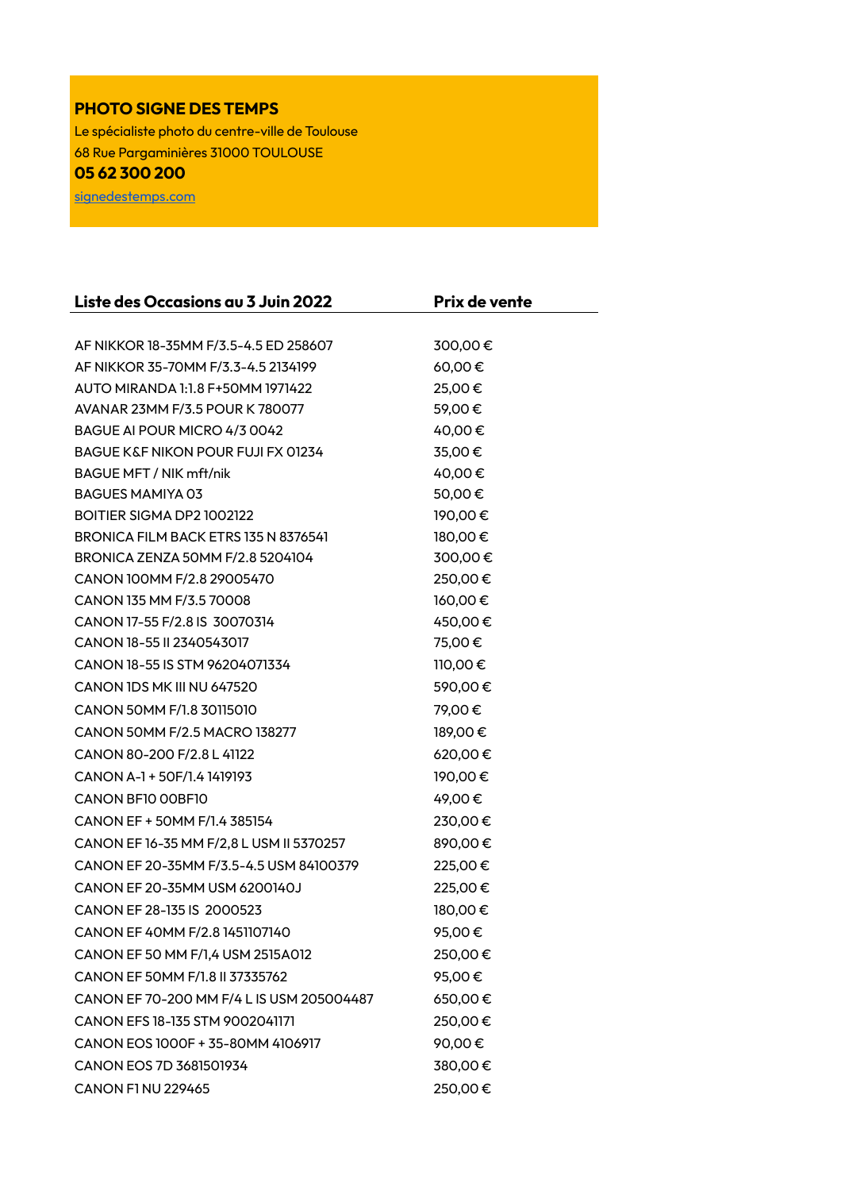**PHOTO SIGNE DES TEMPS**

Le spécialiste photo du centre-ville de Toulouse

68 Rue Pargaminières 31000 TOULOUSE

**05 62 300 200**

signedestemps.com

| Liste des Occasions au 3 Juin 2022 | Prix de vente |
|---|---|
| AF NIKKOR 18-35MM F/3.5-4.5 ED 258607 | 300,00 € |
| AF NIKKOR 35-70MM F/3.3-4.5 2134199 | 60,00 € |
| AUTO MIRANDA 1:1.8 F+50MM 1971422 | 25,00 € |
| AVANAR 23MM F/3.5 POUR K 780077 | 59,00 € |
| BAGUE AI POUR MICRO 4/3 0042 | 40,00 € |
| BAGUE K&F NIKON POUR FUJI FX 01234 | 35,00 € |
| BAGUE MFT / NIK mft/nik | 40,00 € |
| BAGUES MAMIYA 03 | 50,00 € |
| BOITIER SIGMA DP2 1002122 | 190,00 € |
| BRONICA FILM BACK ETRS 135 N 8376541 | 180,00 € |
| BRONICA ZENZA 50MM F/2.8 5204104 | 300,00 € |
| CANON 100MM F/2.8 29005470 | 250,00 € |
| CANON 135 MM F/3.5 70008 | 160,00 € |
| CANON 17-55 F/2.8 IS 30070314 | 450,00 € |
| CANON 18-55 II 2340543017 | 75,00 € |
| CANON 18-55 IS STM 96204071334 | 110,00 € |
| CANON 1DS MK III NU 647520 | 590,00 € |
| CANON 50MM F/1.8 30115010 | 79,00 € |
| CANON 50MM F/2.5 MACRO 138277 | 189,00 € |
| CANON 80-200 F/2.8 L 41122 | 620,00 € |
| CANON A-1 + 50F/1.4 1419193 | 190,00 € |
| CANON BF10 00BF10 | 49,00 € |
| CANON EF + 50MM F/1.4 385154 | 230,00 € |
| CANON EF 16-35 MM F/2,8 L USM II 5370257 | 890,00 € |
| CANON EF 20-35MM F/3.5-4.5 USM 84100379 | 225,00 € |
| CANON EF 20-35MM USM 6200140J | 225,00 € |
| CANON EF 28-135 IS 2000523 | 180,00 € |
| CANON EF 40MM F/2.8 1451107140 | 95,00 € |
| CANON EF 50 MM F/1,4 USM 2515A012 | 250,00 € |
| CANON EF 50MM F/1.8 II 37335762 | 95,00 € |
| CANON EF 70-200 MM F/4 L IS USM 205004487 | 650,00 € |
| CANON EFS 18-135 STM 9002041171 | 250,00 € |
| CANON EOS 1000F + 35-80MM 4106917 | 90,00 € |
| CANON EOS 7D 3681501934 | 380,00 € |
| CANON F1 NU 229465 | 250,00 € |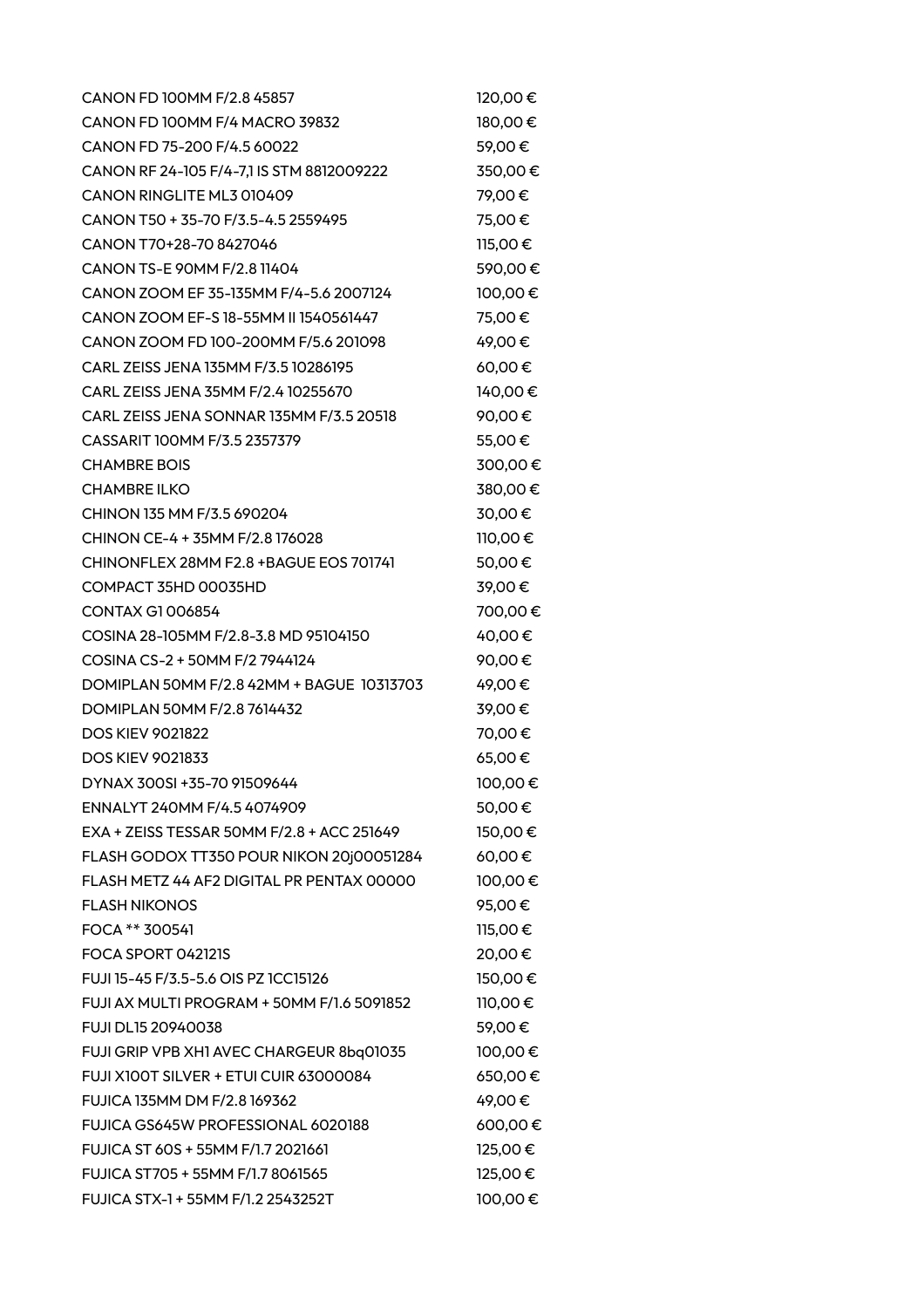| | |
|---|---|
| CANON FD 100MM F/2.8 45857 | 120,00 € |
| CANON FD 100MM F/4 MACRO 39832 | 180,00 € |
| CANON FD 75-200 F/4.5 60022 | 59,00 € |
| CANON RF 24-105 F/4-7,1 IS STM 8812009222 | 350,00 € |
| CANON RINGLITE ML3 010409 | 79,00 € |
| CANON T50 + 35-70 F/3.5-4.5 2559495 | 75,00 € |
| CANON T70+28-70 8427046 | 115,00 € |
| CANON TS-E 90MM F/2.8 11404 | 590,00 € |
| CANON ZOOM EF 35-135MM F/4-5.6 2007124 | 100,00 € |
| CANON ZOOM EF-S 18-55MM II 1540561447 | 75,00 € |
| CANON ZOOM FD 100-200MM F/5.6 201098 | 49,00 € |
| CARL ZEISS JENA 135MM F/3.5 10286195 | 60,00 € |
| CARL ZEISS JENA 35MM F/2.4 10255670 | 140,00 € |
| CARL ZEISS JENA SONNAR 135MM F/3.5 20518 | 90,00 € |
| CASSARIT 100MM F/3.5 2357379 | 55,00 € |
| CHAMBRE BOIS | 300,00 € |
| CHAMBRE ILKO | 380,00 € |
| CHINON 135 MM F/3.5 690204 | 30,00 € |
| CHINON CE-4 + 35MM F/2.8 176028 | 110,00 € |
| CHINONFLEX 28MM F2.8 +BAGUE EOS 701741 | 50,00 € |
| COMPACT 35HD 00035HD | 39,00 € |
| CONTAX G1 006854 | 700,00 € |
| COSINA 28-105MM F/2.8-3.8 MD 95104150 | 40,00 € |
| COSINA CS-2 + 50MM F/2 7944124 | 90,00 € |
| DOMIPLAN 50MM F/2.8 42MM + BAGUE 10313703 | 49,00 € |
| DOMIPLAN 50MM F/2.8 7614432 | 39,00 € |
| DOS KIEV 9021822 | 70,00 € |
| DOS KIEV 9021833 | 65,00 € |
| DYNAX 300SI +35-70 91509644 | 100,00 € |
| ENNALYT 240MM F/4.5 4074909 | 50,00 € |
| EXA + ZEISS TESSAR 50MM F/2.8 + ACC 251649 | 150,00 € |
| FLASH GODOX TT350 POUR NIKON 20j00051284 | 60,00 € |
| FLASH METZ 44 AF2 DIGITAL PR PENTAX 00000 | 100,00 € |
| FLASH NIKONOS | 95,00 € |
| FOCA ** 300541 | 115,00 € |
| FOCA SPORT 042121S | 20,00 € |
| FUJI 15-45 F/3.5-5.6 OIS PZ 1CC15126 | 150,00 € |
| FUJI AX MULTI PROGRAM + 50MM F/1.6 5091852 | 110,00 € |
| FUJI DL15 20940038 | 59,00 € |
| FUJI GRIP VPB XH1 AVEC CHARGEUR 8bq01035 | 100,00 € |
| FUJI X100T SILVER + ETUI CUIR 63000084 | 650,00 € |
| FUJICA 135MM DM F/2.8 169362 | 49,00 € |
| FUJICA GS645W PROFESSIONAL 6020188 | 600,00 € |
| FUJICA ST 605 + 55MM F/1.7 2021661 | 125,00 € |
| FUJICA ST705 + 55MM F/1.7 8061565 | 125,00 € |
| FUJICA STX-1 + 55MM F/1.2 2543252T | 100,00 € |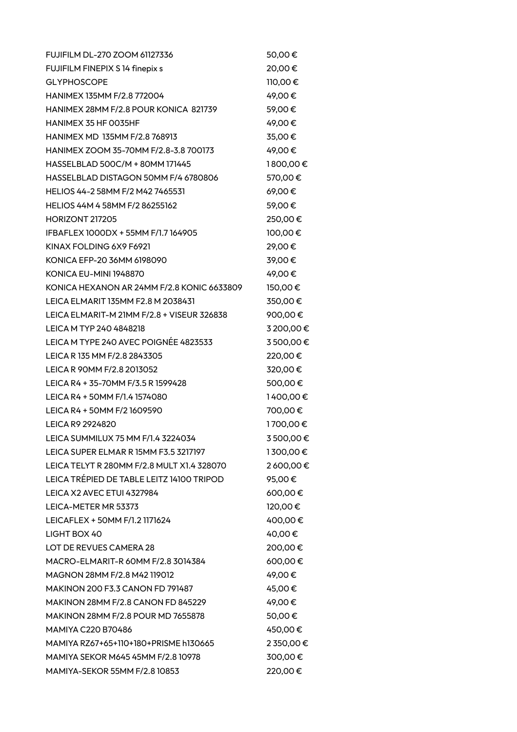| | |
|---|---|
| FUJIFILM DL-270 ZOOM 61127336 | 50,00 € |
| FUJIFILM FINEPIX S 14 finepix s | 20,00 € |
| GLYPHOSCOPE | 110,00 € |
| HANIMEX 135MM F/2.8 772004 | 49,00 € |
| HANIMEX 28MM F/2.8 POUR KONICA 821739 | 59,00 € |
| HANIMEX 35 HF 0035HF | 49,00 € |
| HANIMEX MD 135MM F/2.8 768913 | 35,00 € |
| HANIMEX ZOOM 35-70MM F/2.8-3.8 700173 | 49,00 € |
| HASSELBLAD 500C/M + 80MM 171445 | 1 800,00 € |
| HASSELBLAD DISTAGON 50MM F/4 6780806 | 570,00 € |
| HELIOS 44-2 58MM F/2 M42 7465531 | 69,00 € |
| HELIOS 44M 4 58MM F/2 86255162 | 59,00 € |
| HORIZONT 217205 | 250,00 € |
| IFBAFLEX 1000DX + 55MM F/1.7 164905 | 100,00 € |
| KINAX FOLDING 6X9 F6921 | 29,00 € |
| KONICA EFP-20 36MM 6198090 | 39,00 € |
| KONICA EU-MINI 1948870 | 49,00 € |
| KONICA HEXANON AR 24MM F/2.8 KONIC 6633809 | 150,00 € |
| LEICA ELMARIT 135MM F2.8 M 2038431 | 350,00 € |
| LEICA ELMARIT-M 21MM F/2.8 + VISEUR 326838 | 900,00 € |
| LEICA M TYP 240 4848218 | 3 200,00 € |
| LEICA M TYPE 240 AVEC POIGNÉE 4823533 | 3 500,00 € |
| LEICA R 135 MM F/2.8 2843305 | 220,00 € |
| LEICA R 90MM F/2.8 2013052 | 320,00 € |
| LEICA R4 + 35-70MM F/3.5 R 1599428 | 500,00 € |
| LEICA R4 + 50MM F/1.4 1574080 | 1 400,00 € |
| LEICA R4 + 50MM F/2 1609590 | 700,00 € |
| LEICA R9 2924820 | 1 700,00 € |
| LEICA SUMMILUX 75 MM F/1.4 3224034 | 3 500,00 € |
| LEICA SUPER ELMAR R 15MM F3.5 3217197 | 1 300,00 € |
| LEICA TELYT R 280MM F/2.8 MULT X1.4 328070 | 2 600,00 € |
| LEICA TRÉPIED DE TABLE LEITZ 14100 TRIPOD | 95,00 € |
| LEICA X2 AVEC ETUI 4327984 | 600,00 € |
| LEICA-METER MR 53373 | 120,00 € |
| LEICAFLEX + 50MM F/1.2 1171624 | 400,00 € |
| LIGHT BOX 40 | 40,00 € |
| LOT DE REVUES CAMERA 28 | 200,00 € |
| MACRO-ELMARIT-R 60MM F/2.8 3014384 | 600,00 € |
| MAGNON 28MM F/2.8 M42 119012 | 49,00 € |
| MAKINON 200 F3.3 CANON FD 791487 | 45,00 € |
| MAKINON 28MM F/2.8 CANON FD 845229 | 49,00 € |
| MAKINON 28MM F/2.8 POUR MD 7655878 | 50,00 € |
| MAMIYA C220 B70486 | 450,00 € |
| MAMIYA RZ67+65+110+180+PRISME h130665 | 2 350,00 € |
| MAMIYA SEKOR M645 45MM F/2.8 10978 | 300,00 € |
| MAMIYA-SEKOR 55MM F/2.8 10853 | 220,00 € |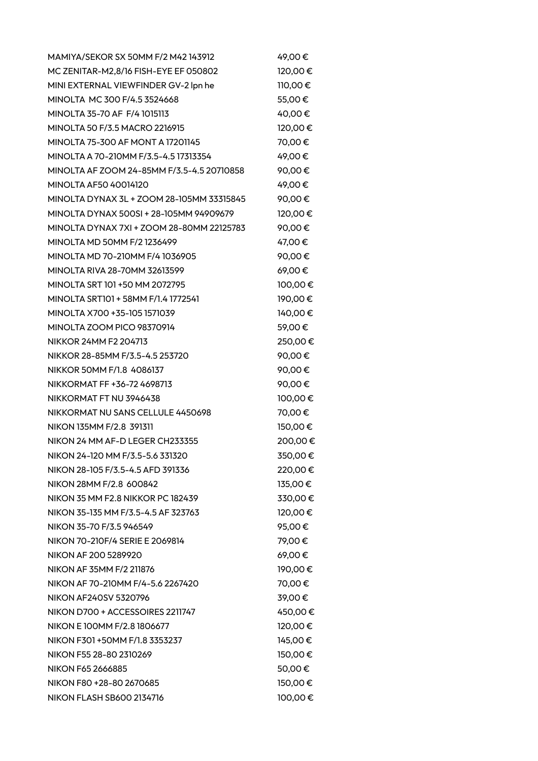| | |
|---|---|
| MAMIYA/SEKOR SX 50MM F/2 M42 143912 | 49,00 € |
| MC ZENITAR-M2,8/16 FISH-EYE EF 050802 | 120,00 € |
| MINI EXTERNAL VIEWFINDER GV-2 lpn he | 110,00 € |
| MINOLTA MC 300 F/4.5 3524668 | 55,00 € |
| MINOLTA 35-70 AF F/4 1015113 | 40,00 € |
| MINOLTA 50 F/3.5 MACRO 2216915 | 120,00 € |
| MINOLTA 75-300 AF MONT A 17201145 | 70,00 € |
| MINOLTA A 70-210MM F/3.5-4.5 17313354 | 49,00 € |
| MINOLTA AF ZOOM 24-85MM F/3.5-4.5 20710858 | 90,00 € |
| MINOLTA AF50 40014120 | 49,00 € |
| MINOLTA DYNAX 3L + ZOOM 28-105MM 33315845 | 90,00 € |
| MINOLTA DYNAX 500SI + 28-105MM 94909679 | 120,00 € |
| MINOLTA DYNAX 7XI + ZOOM 28-80MM 22125783 | 90,00 € |
| MINOLTA MD 50MM F/2 1236499 | 47,00 € |
| MINOLTA MD 70-210MM F/4 1036905 | 90,00 € |
| MINOLTA RIVA 28-70MM 32613599 | 69,00 € |
| MINOLTA SRT 101 +50 MM 2072795 | 100,00 € |
| MINOLTA SRT101 + 58MM F/1.4 1772541 | 190,00 € |
| MINOLTA X700 +35-105 1571039 | 140,00 € |
| MINOLTA ZOOM PICO 98370914 | 59,00 € |
| NIKKOR 24MM F2 204713 | 250,00 € |
| NIKKOR 28-85MM F/3.5-4.5 253720 | 90,00 € |
| NIKKOR 50MM F/1.8 4086137 | 90,00 € |
| NIKKORMAT FF +36-72 4698713 | 90,00 € |
| NIKKORMAT FT NU 3946438 | 100,00 € |
| NIKKORMAT NU SANS CELLULE 4450698 | 70,00 € |
| NIKON 135MM F/2.8 391311 | 150,00 € |
| NIKON 24 MM AF-D LEGER CH233355 | 200,00 € |
| NIKON 24-120 MM F/3.5-5.6 331320 | 350,00 € |
| NIKON 28-105 F/3.5-4.5 AFD 391336 | 220,00 € |
| NIKON 28MM F/2.8 600842 | 135,00 € |
| NIKON 35 MM F2.8 NIKKOR PC 182439 | 330,00 € |
| NIKON 35-135 MM F/3.5-4.5 AF 323763 | 120,00 € |
| NIKON 35-70 F/3.5 946549 | 95,00 € |
| NIKON 70-210F/4 SERIE E 2069814 | 79,00 € |
| NIKON AF 200 5289920 | 69,00 € |
| NIKON AF 35MM F/2 211876 | 190,00 € |
| NIKON AF 70-210MM F/4-5.6 2267420 | 70,00 € |
| NIKON AF240SV 5320796 | 39,00 € |
| NIKON D700 + ACCESSOIRES 2211747 | 450,00 € |
| NIKON E 100MM F/2.8 1806677 | 120,00 € |
| NIKON F301 +50MM F/1.8 3353237 | 145,00 € |
| NIKON F55 28-80 2310269 | 150,00 € |
| NIKON F65 2666885 | 50,00 € |
| NIKON F80 +28-80 2670685 | 150,00 € |
| NIKON FLASH SB600 2134716 | 100,00 € |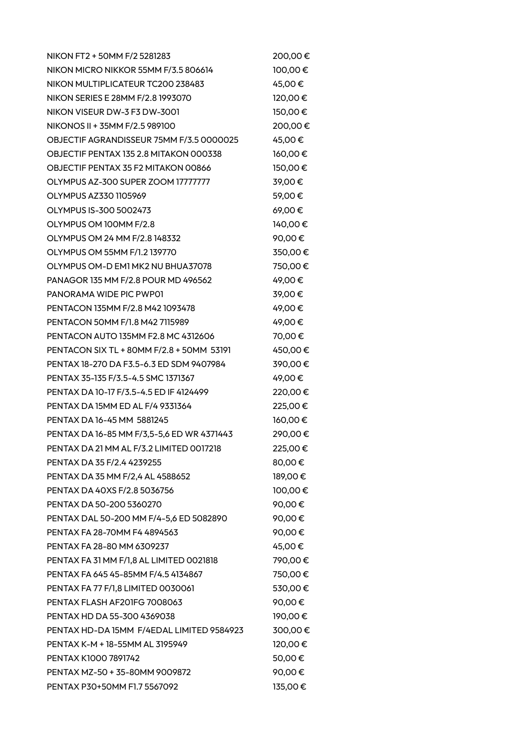| | |
|---|---|
| NIKON FT2 + 50MM F/2 5281283 | 200,00 € |
| NIKON MICRO NIKKOR 55MM F/3.5 806614 | 100,00 € |
| NIKON MULTIPLICATEUR TC200 238483 | 45,00 € |
| NIKON SERIES E 28MM F/2.8 1993070 | 120,00 € |
| NIKON VISEUR DW-3 F3 DW-3001 | 150,00 € |
| NIKONOS II + 35MM F/2.5 989100 | 200,00 € |
| OBJECTIF AGRANDISSEUR 75MM F/3.5 0000025 | 45,00 € |
| OBJECTIF PENTAX 135 2.8 MITAKON 000338 | 160,00 € |
| OBJECTIF PENTAX 35 F2 MITAKON 00866 | 150,00 € |
| OLYMPUS AZ-300 SUPER ZOOM 17777777 | 39,00 € |
| OLYMPUS AZ330 1105969 | 59,00 € |
| OLYMPUS IS-300 5002473 | 69,00 € |
| OLYMPUS OM 100MM F/2.8 | 140,00 € |
| OLYMPUS OM 24 MM F/2.8 148332 | 90,00 € |
| OLYMPUS OM 55MM F/1.2 139770 | 350,00 € |
| OLYMPUS OM-D EM1 MK2 NU BHUA37078 | 750,00 € |
| PANAGOR 135 MM F/2.8 POUR MD 496562 | 49,00 € |
| PANORAMA WIDE PIC PWP01 | 39,00 € |
| PENTACON 135MM F/2.8 M42 1093478 | 49,00 € |
| PENTACON 50MM F/1.8 M42 7115989 | 49,00 € |
| PENTACON AUTO 135MM F2.8 MC 4312606 | 70,00 € |
| PENTACON SIX TL + 80MM F/2.8 + 50MM 53191 | 450,00 € |
| PENTAX 18-270 DA F3.5-6.3 ED SDM 9407984 | 390,00 € |
| PENTAX 35-135 F/3.5-4.5 SMC 1371367 | 49,00 € |
| PENTAX DA 10-17 F/3.5-4.5 ED IF 4124499 | 220,00 € |
| PENTAX DA 15MM ED AL F/4 9331364 | 225,00 € |
| PENTAX DA 16-45 MM 5881245 | 160,00 € |
| PENTAX DA 16-85 MM F/3,5-5,6 ED WR 4371443 | 290,00 € |
| PENTAX DA 21 MM AL F/3.2 LIMITED 0017218 | 225,00 € |
| PENTAX DA 35 F/2.4 4239255 | 80,00 € |
| PENTAX DA 35 MM F/2,4 AL 4588652 | 189,00 € |
| PENTAX DA 40XS F/2.8 5036756 | 100,00 € |
| PENTAX DA 50-200 5360270 | 90,00 € |
| PENTAX DAL 50-200 MM F/4-5,6 ED 5082890 | 90,00 € |
| PENTAX FA 28-70MM F4 4894563 | 90,00 € |
| PENTAX FA 28-80 MM 6309237 | 45,00 € |
| PENTAX FA 31 MM F/1,8 AL LIMITED 0021818 | 790,00 € |
| PENTAX FA 645 45-85MM F/4.5 4134867 | 750,00 € |
| PENTAX FA 77 F/1,8 LIMITED 0030061 | 530,00 € |
| PENTAX FLASH AF201FG 7008063 | 90,00 € |
| PENTAX HD DA 55-300 4369038 | 190,00 € |
| PENTAX HD-DA 15MM F/4EDAL LIMITED 9584923 | 300,00 € |
| PENTAX K-M + 18-55MM AL 3195949 | 120,00 € |
| PENTAX K1000 7891742 | 50,00 € |
| PENTAX MZ-50 + 35-80MM 9009872 | 90,00 € |
| PENTAX P30+50MM F1.7 5567092 | 135,00 € |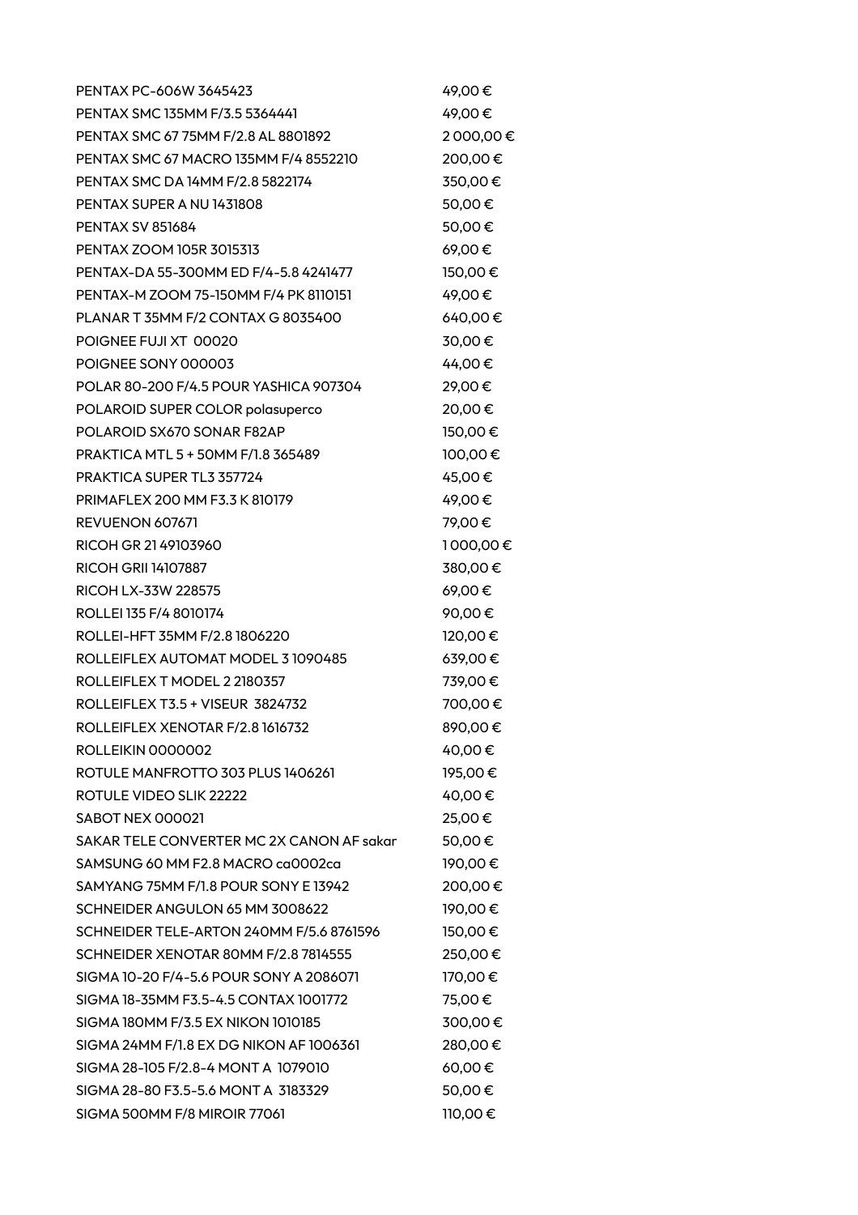| | |
|---|---|
| PENTAX PC-606W 3645423 | 49,00 € |
| PENTAX SMC 135MM F/3.5 5364441 | 49,00 € |
| PENTAX SMC 67 75MM F/2.8 AL 8801892 | 2 000,00 € |
| PENTAX SMC 67 MACRO 135MM F/4 8552210 | 200,00 € |
| PENTAX SMC DA 14MM F/2.8 5822174 | 350,00 € |
| PENTAX SUPER A NU 1431808 | 50,00 € |
| PENTAX SV 851684 | 50,00 € |
| PENTAX ZOOM 105R 3015313 | 69,00 € |
| PENTAX-DA 55-300MM ED F/4-5.8 4241477 | 150,00 € |
| PENTAX-M ZOOM 75-150MM F/4 PK 8110151 | 49,00 € |
| PLANAR T 35MM F/2 CONTAX G 8035400 | 640,00 € |
| POIGNEE FUJI XT 00020 | 30,00 € |
| POIGNEE SONY 000003 | 44,00 € |
| POLAR 80-200 F/4.5 POUR YASHICA 907304 | 29,00 € |
| POLAROID SUPER COLOR polasuperco | 20,00 € |
| POLAROID SX670 SONAR F82AP | 150,00 € |
| PRAKTICA MTL 5 + 50MM F/1.8 365489 | 100,00 € |
| PRAKTICA SUPER TL3 357724 | 45,00 € |
| PRIMAFLEX 200 MM F3.3 K 810179 | 49,00 € |
| REVUENON 607671 | 79,00 € |
| RICOH GR 21 49103960 | 1 000,00 € |
| RICOH GRII 14107887 | 380,00 € |
| RICOH LX-33W 228575 | 69,00 € |
| ROLLEI 135 F/4 8010174 | 90,00 € |
| ROLLEI-HFT 35MM F/2.8 1806220 | 120,00 € |
| ROLLEIFLEX AUTOMAT MODEL 3 1090485 | 639,00 € |
| ROLLEIFLEX T MODEL 2 2180357 | 739,00 € |
| ROLLEIFLEX T3.5 + VISEUR 3824732 | 700,00 € |
| ROLLEIFLEX XENOTAR F/2.8 1616732 | 890,00 € |
| ROLLEIKIN 0000002 | 40,00 € |
| ROTULE MANFROTTO 303 PLUS 1406261 | 195,00 € |
| ROTULE VIDEO SLIK 22222 | 40,00 € |
| SABOT NEX 000021 | 25,00 € |
| SAKAR TELE CONVERTER MC 2X CANON AF sakar | 50,00 € |
| SAMSUNG 60 MM F2.8 MACRO ca0002ca | 190,00 € |
| SAMYANG 75MM F/1.8 POUR SONY E 13942 | 200,00 € |
| SCHNEIDER ANGULON 65 MM 3008622 | 190,00 € |
| SCHNEIDER TELE-ARTON 240MM F/5.6 8761596 | 150,00 € |
| SCHNEIDER XENOTAR 80MM F/2.8 7814555 | 250,00 € |
| SIGMA 10-20 F/4-5.6 POUR SONY A 2086071 | 170,00 € |
| SIGMA 18-35MM F3.5-4.5 CONTAX 1001772 | 75,00 € |
| SIGMA 180MM F/3.5 EX NIKON 1010185 | 300,00 € |
| SIGMA 24MM F/1.8 EX DG NIKON AF 1006361 | 280,00 € |
| SIGMA 28-105 F/2.8-4 MONT A 1079010 | 60,00 € |
| SIGMA 28-80 F3.5-5.6 MONT A 3183329 | 50,00 € |
| SIGMA 500MM F/8 MIROIR 77061 | 110,00 € |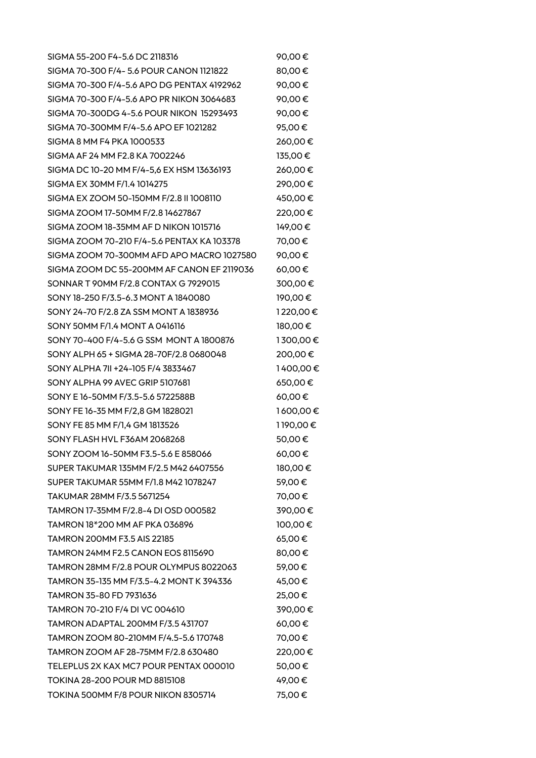| | |
|---|---|
| SIGMA 55-200 F4-5.6 DC 2118316 | 90,00 € |
| SIGMA 70-300 F/4- 5.6 POUR CANON 1121822 | 80,00 € |
| SIGMA 70-300 F/4-5.6 APO DG PENTAX 4192962 | 90,00 € |
| SIGMA 70-300 F/4-5.6 APO PR NIKON 3064683 | 90,00 € |
| SIGMA 70-300DG 4-5.6 POUR NIKON 15293493 | 90,00 € |
| SIGMA 70-300MM F/4-5.6 APO EF 1021282 | 95,00 € |
| SIGMA 8 MM F4 PKA 1000533 | 260,00 € |
| SIGMA AF 24 MM F2.8 KA 7002246 | 135,00 € |
| SIGMA DC 10-20 MM F/4-5,6 EX HSM 13636193 | 260,00 € |
| SIGMA EX 30MM F/1.4 1014275 | 290,00 € |
| SIGMA EX ZOOM 50-150MM F/2.8 II 1008110 | 450,00 € |
| SIGMA ZOOM 17-50MM F/2.8 14627867 | 220,00 € |
| SIGMA ZOOM 18-35MM AF D NIKON 1015716 | 149,00 € |
| SIGMA ZOOM 70-210 F/4-5.6 PENTAX KA 103378 | 70,00 € |
| SIGMA ZOOM 70-300MM AFD APO MACRO 1027580 | 90,00 € |
| SIGMA ZOOM DC 55-200MM AF CANON EF 2119036 | 60,00 € |
| SONNAR T 90MM F/2.8 CONTAX G 7929015 | 300,00 € |
| SONY 18-250 F/3.5-6.3 MONT A 1840080 | 190,00 € |
| SONY 24-70 F/2.8 ZA SSM MONT A 1838936 | 1 220,00 € |
| SONY 50MM F/1.4 MONT A 0416116 | 180,00 € |
| SONY 70-400 F/4-5.6 G SSM MONT A 1800876 | 1 300,00 € |
| SONY ALPH 65 + SIGMA 28-70F/2.8 0680048 | 200,00 € |
| SONY ALPHA 7II +24-105 F/4 3833467 | 1 400,00 € |
| SONY ALPHA 99 AVEC GRIP 5107681 | 650,00 € |
| SONY E 16-50MM F/3.5-5.6 5722588B | 60,00 € |
| SONY FE 16-35 MM F/2,8 GM 1828021 | 1 600,00 € |
| SONY FE 85 MM F/1,4 GM 1813526 | 1 190,00 € |
| SONY FLASH HVL F36AM 2068268 | 50,00 € |
| SONY ZOOM 16-50MM F3.5-5.6 E 858066 | 60,00 € |
| SUPER TAKUMAR 135MM F/2.5 M42 6407556 | 180,00 € |
| SUPER TAKUMAR 55MM F/1.8 M42 1078247 | 59,00 € |
| TAKUMAR 28MM F/3.5 5671254 | 70,00 € |
| TAMRON 17-35MM F/2.8-4 DI OSD 000582 | 390,00 € |
| TAMRON 18*200 MM AF PKA 036896 | 100,00 € |
| TAMRON 200MM F3.5 AIS 22185 | 65,00 € |
| TAMRON 24MM F2.5 CANON EOS 8115690 | 80,00 € |
| TAMRON 28MM F/2.8 POUR OLYMPUS 8022063 | 59,00 € |
| TAMRON 35-135 MM F/3.5-4.2 MONT K 394336 | 45,00 € |
| TAMRON 35-80 FD 7931636 | 25,00 € |
| TAMRON 70-210 F/4 DI VC 004610 | 390,00 € |
| TAMRON ADAPTAL 200MM F/3.5 431707 | 60,00 € |
| TAMRON ZOOM 80-210MM F/4.5-5.6 170748 | 70,00 € |
| TAMRON ZOOM AF 28-75MM F/2.8 630480 | 220,00 € |
| TELEPLUS 2X KAX MC7 POUR PENTAX 000010 | 50,00 € |
| TOKINA 28-200 POUR MD 8815108 | 49,00 € |
| TOKINA 500MM F/8 POUR NIKON 8305714 | 75,00 € |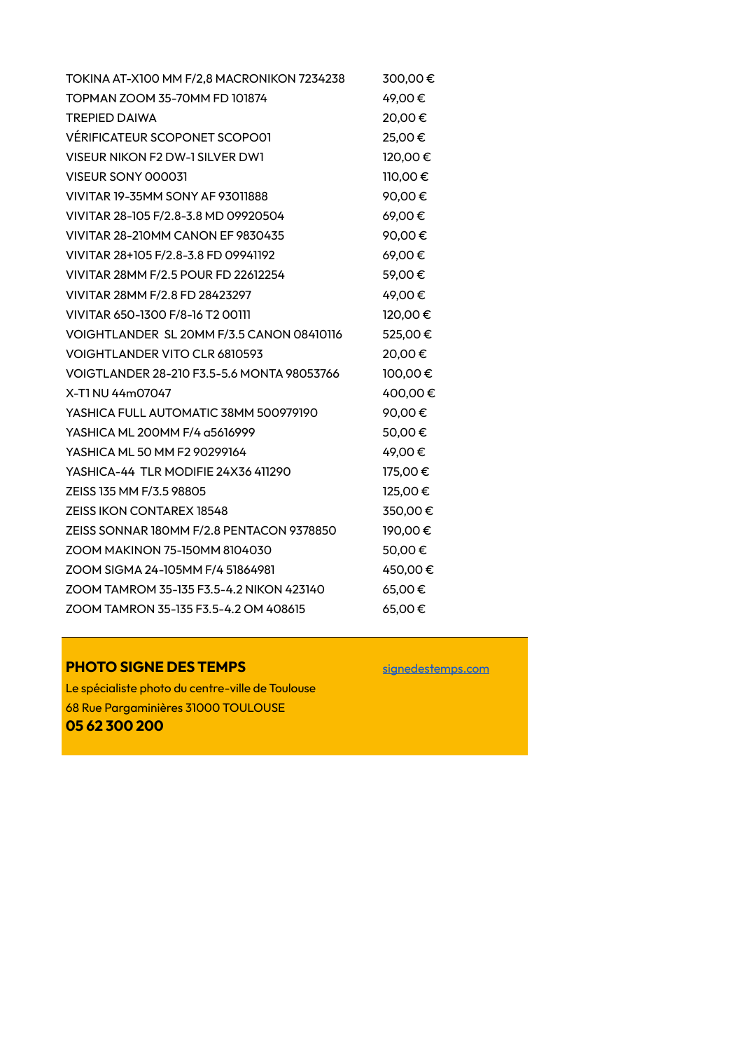| | |
|---|---|
| TOKINA AT-X100 MM F/2,8 MACRONIKON 7234238 | 300,00 € |
| TOPMAN ZOOM 35-70MM FD 101874 | 49,00 € |
| TREPIED DAIWA | 20,00 € |
| VÉRIFICATEUR SCOPONET SCOPO01 | 25,00 € |
| VISEUR NIKON F2 DW-1 SILVER DW1 | 120,00 € |
| VISEUR SONY 000031 | 110,00 € |
| VIVITAR 19-35MM SONY AF 93011888 | 90,00 € |
| VIVITAR 28-105 F/2.8-3.8 MD 09920504 | 69,00 € |
| VIVITAR 28-210MM CANON EF 9830435 | 90,00 € |
| VIVITAR 28+105 F/2.8-3.8 FD 09941192 | 69,00 € |
| VIVITAR 28MM F/2.5 POUR FD 22612254 | 59,00 € |
| VIVITAR 28MM F/2.8 FD 28423297 | 49,00 € |
| VIVITAR 650-1300 F/8-16 T2 00111 | 120,00 € |
| VOIGHTLANDER SL 20MM F/3.5 CANON 08410116 | 525,00 € |
| VOIGHTLANDER VITO CLR 6810593 | 20,00 € |
| VOIGTLANDER 28-210 F3.5-5.6 MONTA 98053766 | 100,00 € |
| X-T1 NU 44m07047 | 400,00 € |
| YASHICA FULL AUTOMATIC 38MM 500979190 | 90,00 € |
| YASHICA ML 200MM F/4 a5616999 | 50,00 € |
| YASHICA ML 50 MM F2 90299164 | 49,00 € |
| YASHICA-44 TLR MODIFIE 24X36 411290 | 175,00 € |
| ZEISS 135 MM F/3.5 98805 | 125,00 € |
| ZEISS IKON CONTAREX 18548 | 350,00 € |
| ZEISS SONNAR 180MM F/2.8 PENTACON 9378850 | 190,00 € |
| ZOOM MAKINON 75-150MM 8104030 | 50,00 € |
| ZOOM SIGMA 24-105MM F/4 51864981 | 450,00 € |
| ZOOM TAMROM 35-135 F3.5-4.2 NIKON 423140 | 65,00 € |
| ZOOM TAMRON 35-135 F3.5-4.2 OM 408615 | 65,00 € |

**PHOTO SIGNE DES TEMPS**

signedestemps.com

Le spécialiste photo du centre-ville de Toulouse

68 Rue Pargaminières 31000 TOULOUSE

**05 62 300 200**